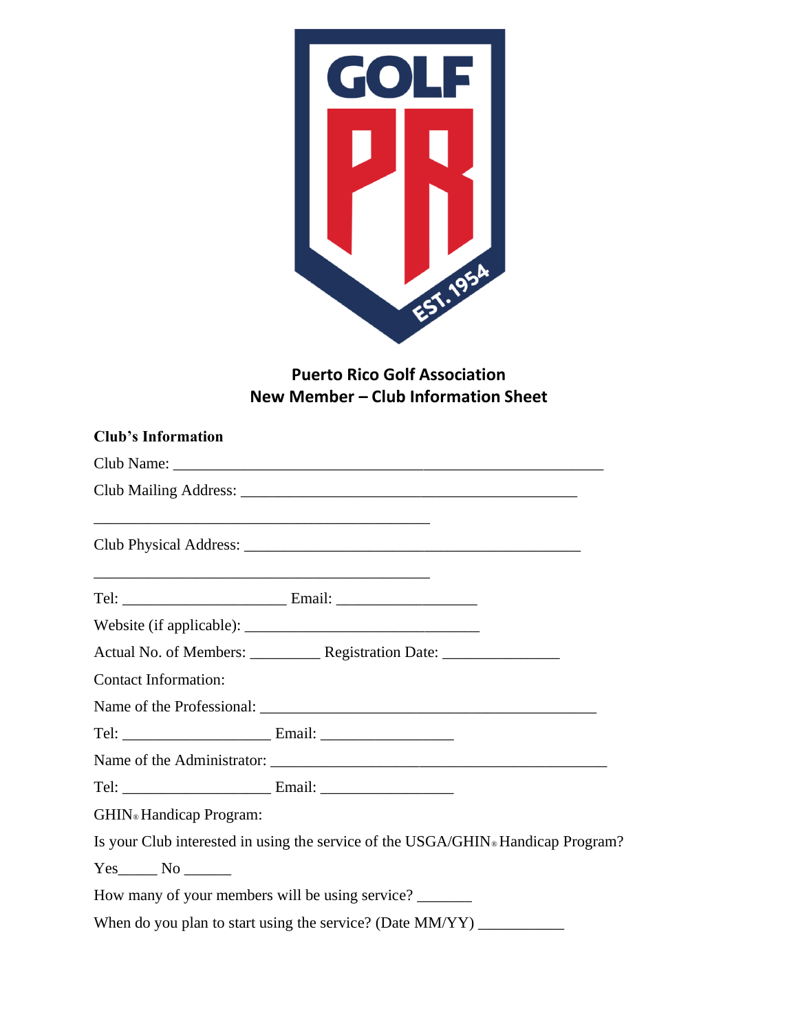# Puerto Rico Golf Association
## New Member – Club Information Sheet

**Club's Information**

Club Name: ______________________________________________________

Club Mailing Address: ___________________________________________

___________________________________________

Club Physical Address: ___________________________________________

___________________________________________

Tel: ____________________ Email: _________________

Website (if applicable): ______________________________

Actual No. of Members: _________ Registration Date: _______________

Contact Information:

Name of the Professional: ___________________________________________

Tel: ___________________ Email: ________________

Name of the Administrator: ___________________________________________

Tel: ___________________ Email: ________________

GHIN® Handicap Program:

Is your Club interested in using the service of the USGA/GHIN® Handicap Program?

Yes_____ No ______

How many of your members will be using service? _______

When do you plan to start using the service? (Date MM/YY) ___________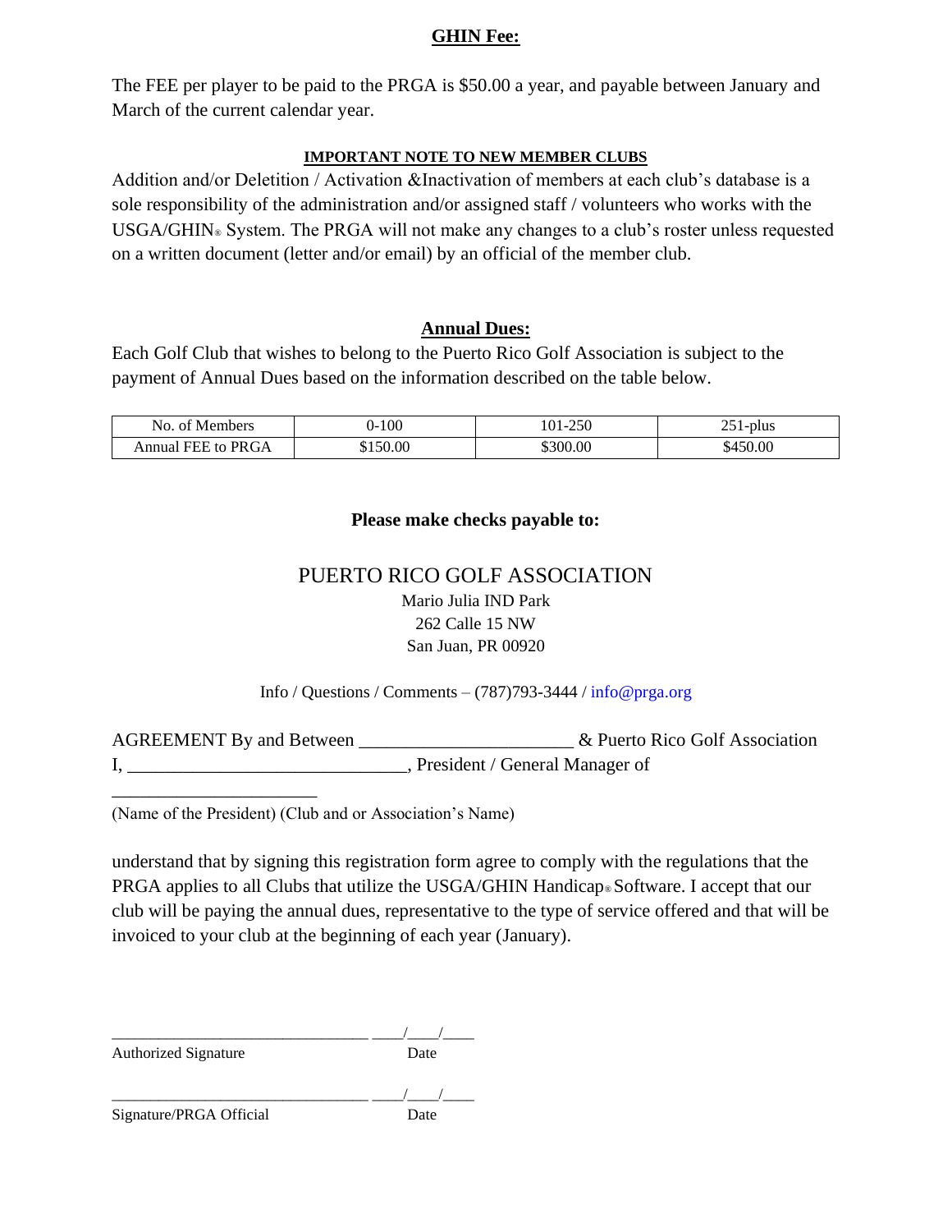**GHIN Fee:**

The FEE per player to be paid to the PRGA is $50.00 a year, and payable between January and March of the current calendar year.

**IMPORTANT NOTE TO NEW MEMBER CLUBS**

Addition and/or Deletition / Activation &Inactivation of members at each club's database is a sole responsibility of the administration and/or assigned staff / volunteers who works with the USGA/GHIN® System. The PRGA will not make any changes to a club's roster unless requested on a written document (letter and/or email) by an official of the member club.

**Annual Dues:**

Each Golf Club that wishes to belong to the Puerto Rico Golf Association is subject to the payment of Annual Dues based on the information described on the table below.

| No. of Members | 0-100 | 101-250 | 251-plus |
|---|---|---|---|
| Annual FEE to PRGA | $150.00 | $300.00 | $450.00 |

**Please make checks payable to:**

PUERTO RICO GOLF ASSOCIATION
Mario Julia IND Park
262 Calle 15 NW
San Juan, PR 00920

Info / Questions / Comments – (787)793-3444 / info@prga.org

AGREEMENT By and Between _______________________ & Puerto Rico Golf Association
I, _____________________________, President / General Manager of
______________________
(Name of the President) (Club and or Association's Name)

understand that by signing this registration form agree to comply with the regulations that the PRGA applies to all Clubs that utilize the USGA/GHIN Handicap® Software. I accept that our club will be paying the annual dues, representative to the type of service offered and that will be invoiced to your club at the beginning of each year (January).

_______________________________ ____/____/____
Authorized Signature Date

_______________________________ ____/____/____
Signature/PRGA Official Date